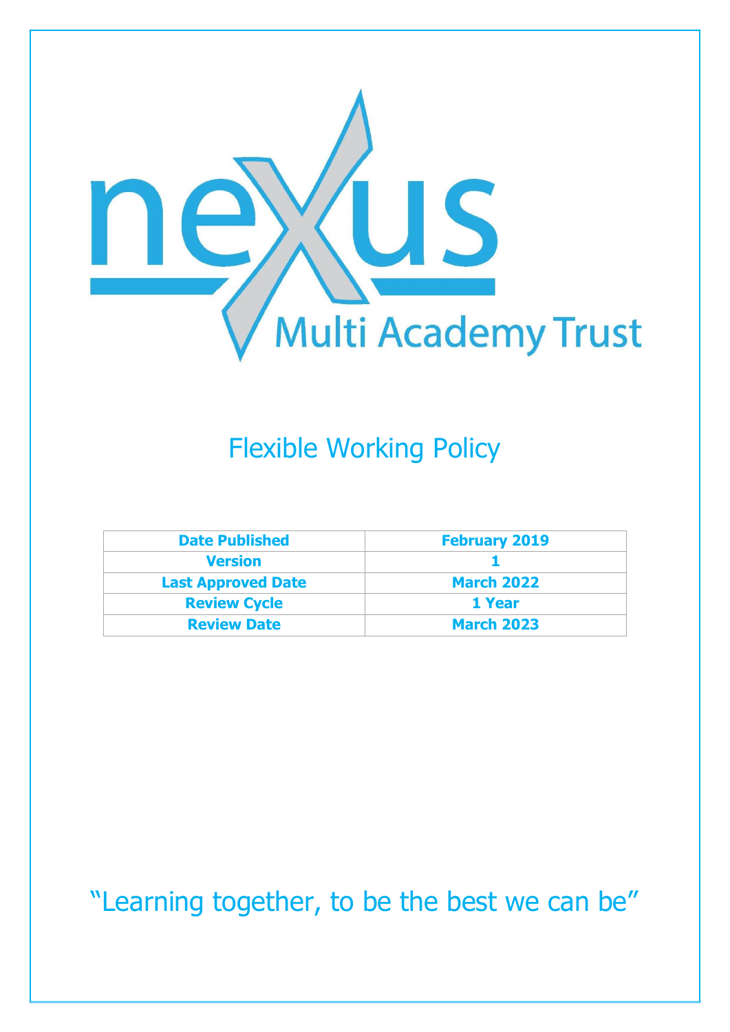nexus

Multi Academy Trust

# Flexible Working Policy

| Date Published | February 2019 |
| --- | --- |
| Version | 1 |
| Last Approved Date | March 2022 |
| Review Cycle | 1 Year |
| Review Date | March 2023 |

"Learning together, to be the best we can be"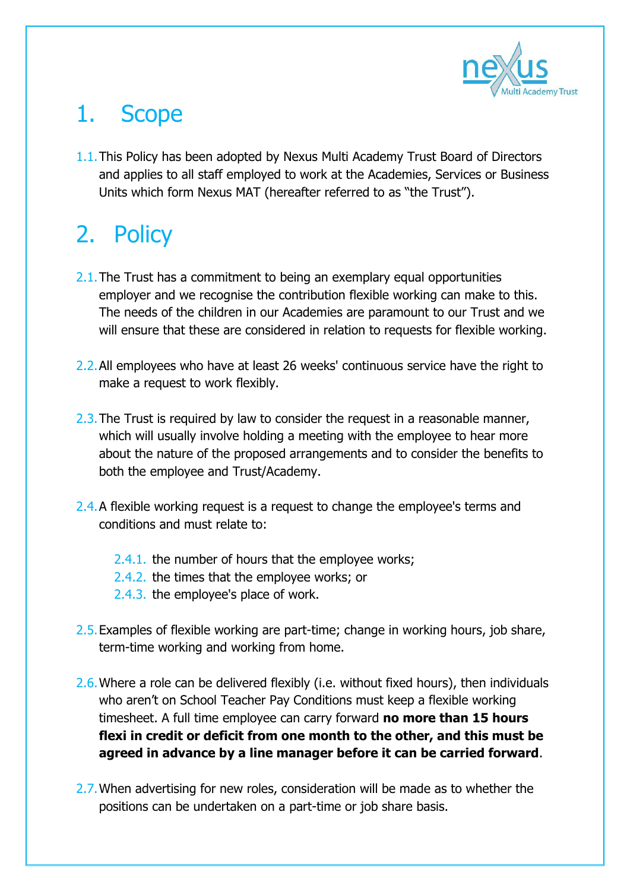# 1. Scope

1.1. This Policy has been adopted by Nexus Multi Academy Trust Board of Directors and applies to all staff employed to work at the Academies, Services or Business Units which form Nexus MAT (hereafter referred to as "the Trust").

# 2. Policy

2.1. The Trust has a commitment to being an exemplary equal opportunities employer and we recognise the contribution flexible working can make to this. The needs of the children in our Academies are paramount to our Trust and we will ensure that these are considered in relation to requests for flexible working.

2.2. All employees who have at least 26 weeks' continuous service have the right to make a request to work flexibly.

2.3. The Trust is required by law to consider the request in a reasonable manner, which will usually involve holding a meeting with the employee to hear more about the nature of the proposed arrangements and to consider the benefits to both the employee and Trust/Academy.

2.4. A flexible working request is a request to change the employee's terms and conditions and must relate to:

- 2.4.1. the number of hours that the employee works;
- 2.4.2. the times that the employee works; or
- 2.4.3. the employee's place of work.

2.5. Examples of flexible working are part-time; change in working hours, job share, term-time working and working from home.

2.6. Where a role can be delivered flexibly (i.e. without fixed hours), then individuals who aren't on School Teacher Pay Conditions must keep a flexible working timesheet. A full time employee can carry forward **no more than 15 hours flexi in credit or deficit from one month to the other, and this must be agreed in advance by a line manager before it can be carried forward**.

2.7. When advertising for new roles, consideration will be made as to whether the positions can be undertaken on a part-time or job share basis.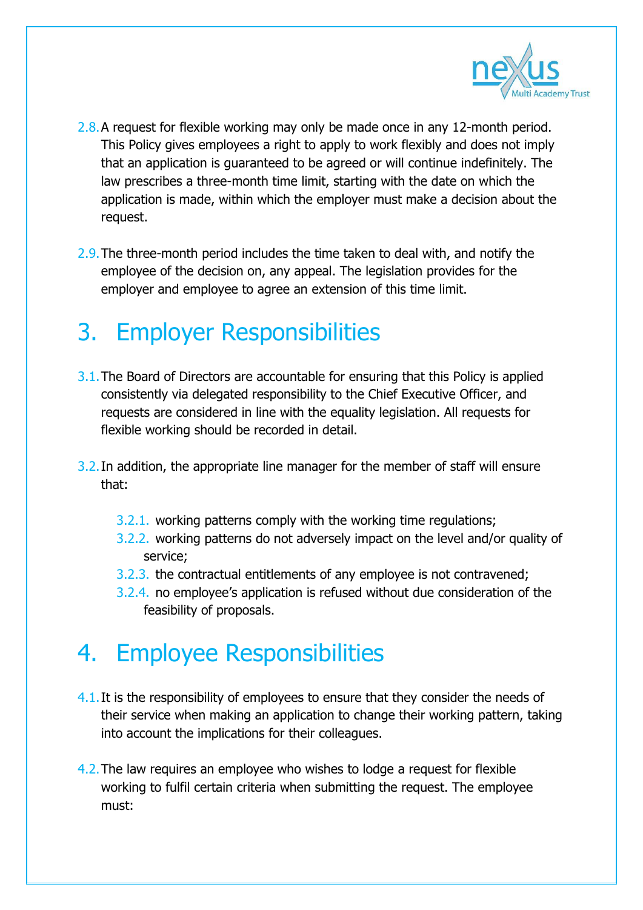2.8. A request for flexible working may only be made once in any 12-month period. This Policy gives employees a right to apply to work flexibly and does not imply that an application is guaranteed to be agreed or will continue indefinitely. The law prescribes a three-month time limit, starting with the date on which the application is made, within which the employer must make a decision about the request.

2.9. The three-month period includes the time taken to deal with, and notify the employee of the decision on, any appeal. The legislation provides for the employer and employee to agree an extension of this time limit.

# 3. Employer Responsibilities

3.1. The Board of Directors are accountable for ensuring that this Policy is applied consistently via delegated responsibility to the Chief Executive Officer, and requests are considered in line with the equality legislation. All requests for flexible working should be recorded in detail.

3.2. In addition, the appropriate line manager for the member of staff will ensure that:

- 3.2.1. working patterns comply with the working time regulations;
- 3.2.2. working patterns do not adversely impact on the level and/or quality of service;
- 3.2.3. the contractual entitlements of any employee is not contravened;
- 3.2.4. no employee's application is refused without due consideration of the feasibility of proposals.

# 4. Employee Responsibilities

4.1. It is the responsibility of employees to ensure that they consider the needs of their service when making an application to change their working pattern, taking into account the implications for their colleagues.

4.2. The law requires an employee who wishes to lodge a request for flexible working to fulfil certain criteria when submitting the request. The employee must: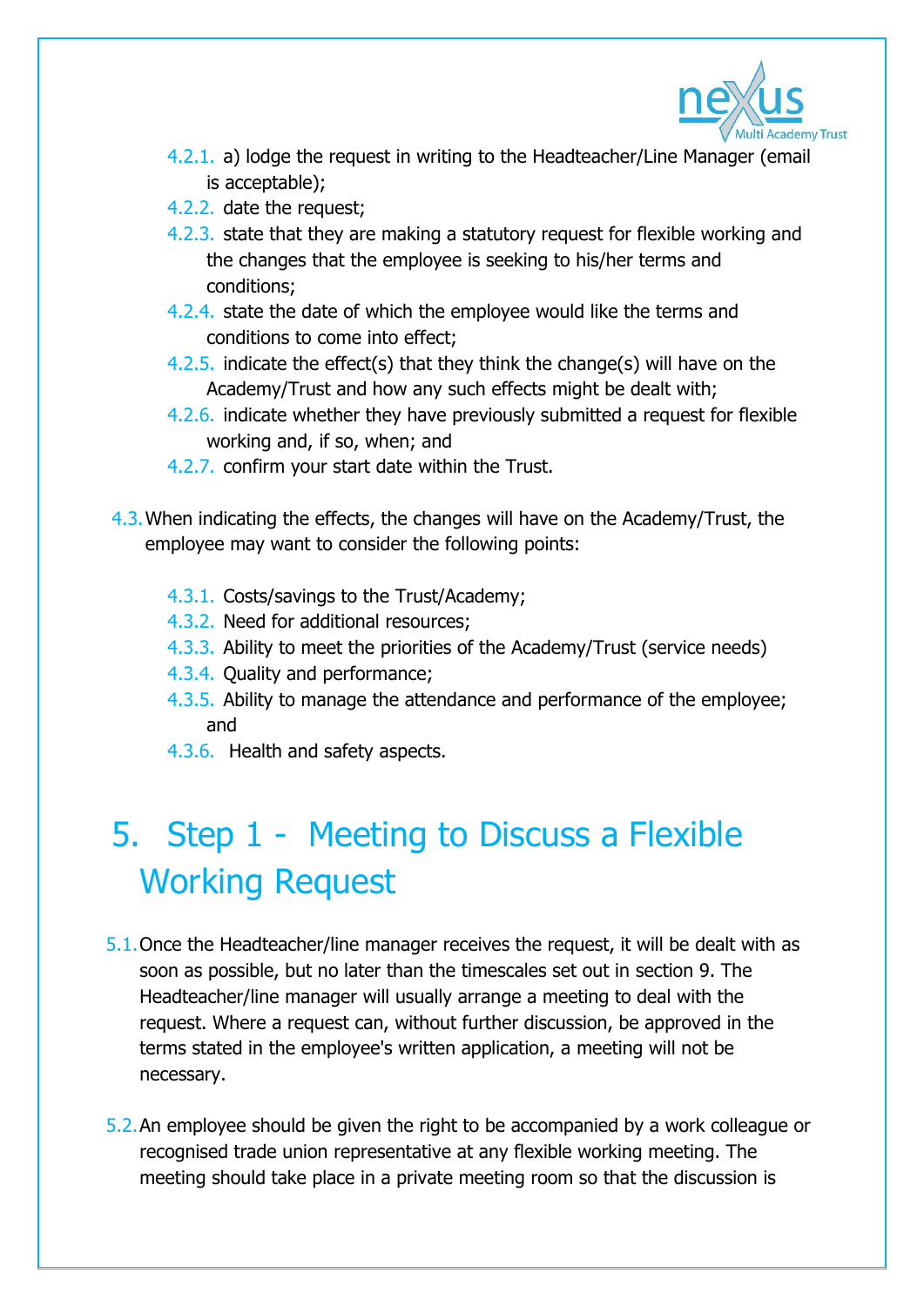- 4.2.1. a) lodge the request in writing to the Headteacher/Line Manager (email is acceptable);
- 4.2.2. date the request;
- 4.2.3. state that they are making a statutory request for flexible working and the changes that the employee is seeking to his/her terms and conditions;
- 4.2.4. state the date of which the employee would like the terms and conditions to come into effect;
- 4.2.5. indicate the effect(s) that they think the change(s) will have on the Academy/Trust and how any such effects might be dealt with;
- 4.2.6. indicate whether they have previously submitted a request for flexible working and, if so, when; and
- 4.2.7. confirm your start date within the Trust.

4.3. When indicating the effects, the changes will have on the Academy/Trust, the employee may want to consider the following points:

- 4.3.1. Costs/savings to the Trust/Academy;
- 4.3.2. Need for additional resources;
- 4.3.3. Ability to meet the priorities of the Academy/Trust (service needs)
- 4.3.4. Quality and performance;
- 4.3.5. Ability to manage the attendance and performance of the employee; and
- 4.3.6. Health and safety aspects.

# 5. Step 1 - Meeting to Discuss a Flexible Working Request

5.1. Once the Headteacher/line manager receives the request, it will be dealt with as soon as possible, but no later than the timescales set out in section 9. The Headteacher/line manager will usually arrange a meeting to deal with the request. Where a request can, without further discussion, be approved in the terms stated in the employee's written application, a meeting will not be necessary.

5.2. An employee should be given the right to be accompanied by a work colleague or recognised trade union representative at any flexible working meeting. The meeting should take place in a private meeting room so that the discussion is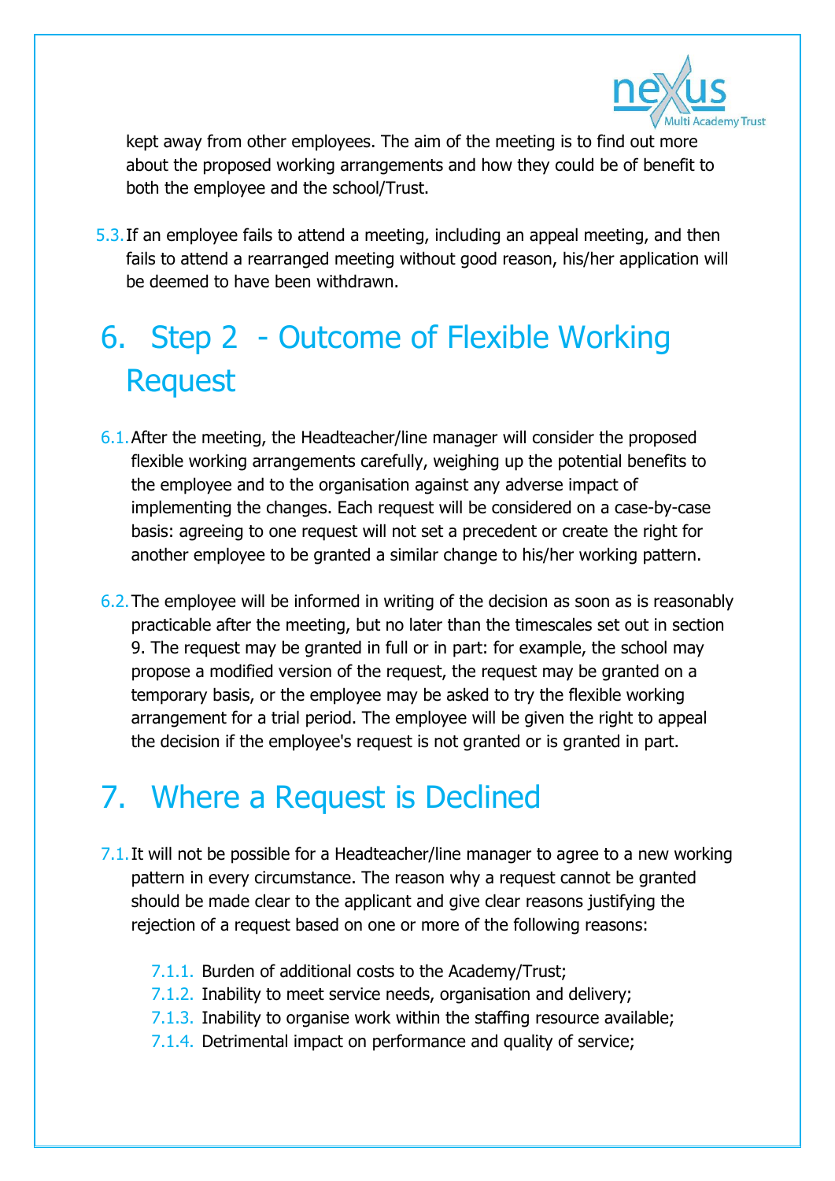kept away from other employees. The aim of the meeting is to find out more about the proposed working arrangements and how they could be of benefit to both the employee and the school/Trust.

5.3. If an employee fails to attend a meeting, including an appeal meeting, and then fails to attend a rearranged meeting without good reason, his/her application will be deemed to have been withdrawn.

# 6. Step 2 - Outcome of Flexible Working Request

6.1. After the meeting, the Headteacher/line manager will consider the proposed flexible working arrangements carefully, weighing up the potential benefits to the employee and to the organisation against any adverse impact of implementing the changes. Each request will be considered on a case-by-case basis: agreeing to one request will not set a precedent or create the right for another employee to be granted a similar change to his/her working pattern.

6.2. The employee will be informed in writing of the decision as soon as is reasonably practicable after the meeting, but no later than the timescales set out in section 9. The request may be granted in full or in part: for example, the school may propose a modified version of the request, the request may be granted on a temporary basis, or the employee may be asked to try the flexible working arrangement for a trial period. The employee will be given the right to appeal the decision if the employee's request is not granted or is granted in part.

# 7. Where a Request is Declined

7.1. It will not be possible for a Headteacher/line manager to agree to a new working pattern in every circumstance. The reason why a request cannot be granted should be made clear to the applicant and give clear reasons justifying the rejection of a request based on one or more of the following reasons:

- 7.1.1. Burden of additional costs to the Academy/Trust;
- 7.1.2. Inability to meet service needs, organisation and delivery;
- 7.1.3. Inability to organise work within the staffing resource available;
- 7.1.4. Detrimental impact on performance and quality of service;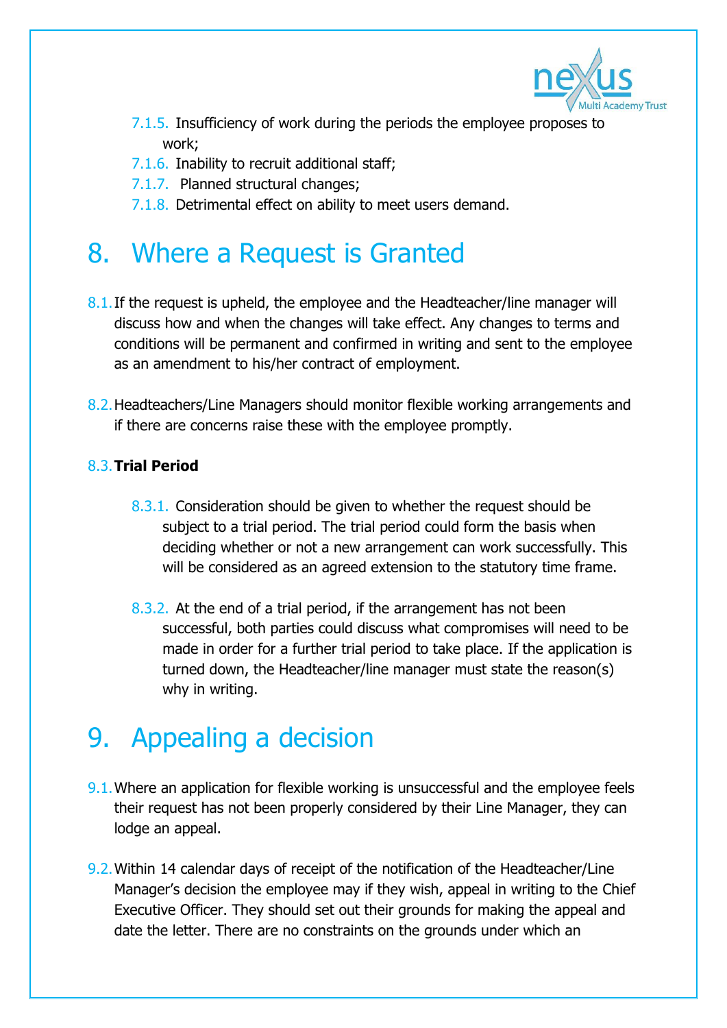7.1.5. Insufficiency of work during the periods the employee proposes to work;

7.1.6. Inability to recruit additional staff;

7.1.7. Planned structural changes;

7.1.8. Detrimental effect on ability to meet users demand.

# 8. Where a Request is Granted

8.1. If the request is upheld, the employee and the Headteacher/line manager will discuss how and when the changes will take effect. Any changes to terms and conditions will be permanent and confirmed in writing and sent to the employee as an amendment to his/her contract of employment.

8.2. Headteachers/Line Managers should monitor flexible working arrangements and if there are concerns raise these with the employee promptly.

8.3. **Trial Period**

8.3.1. Consideration should be given to whether the request should be subject to a trial period. The trial period could form the basis when deciding whether or not a new arrangement can work successfully. This will be considered as an agreed extension to the statutory time frame.

8.3.2. At the end of a trial period, if the arrangement has not been successful, both parties could discuss what compromises will need to be made in order for a further trial period to take place. If the application is turned down, the Headteacher/line manager must state the reason(s) why in writing.

# 9. Appealing a decision

9.1. Where an application for flexible working is unsuccessful and the employee feels their request has not been properly considered by their Line Manager, they can lodge an appeal.

9.2. Within 14 calendar days of receipt of the notification of the Headteacher/Line Manager's decision the employee may if they wish, appeal in writing to the Chief Executive Officer. They should set out their grounds for making the appeal and date the letter. There are no constraints on the grounds under which an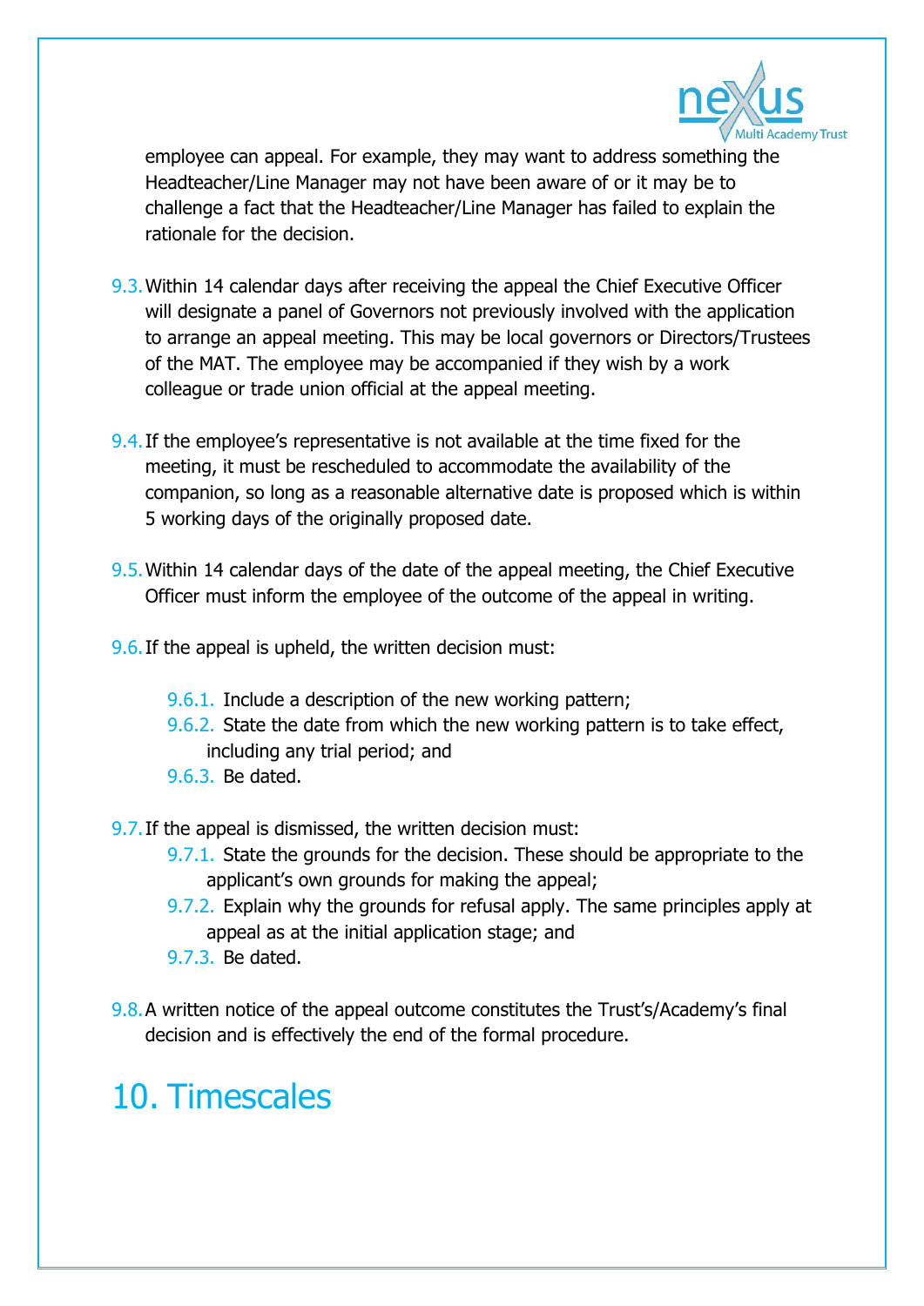employee can appeal. For example, they may want to address something the Headteacher/Line Manager may not have been aware of or it may be to challenge a fact that the Headteacher/Line Manager has failed to explain the rationale for the decision.

9.3. Within 14 calendar days after receiving the appeal the Chief Executive Officer will designate a panel of Governors not previously involved with the application to arrange an appeal meeting. This may be local governors or Directors/Trustees of the MAT. The employee may be accompanied if they wish by a work colleague or trade union official at the appeal meeting.

9.4. If the employee's representative is not available at the time fixed for the meeting, it must be rescheduled to accommodate the availability of the companion, so long as a reasonable alternative date is proposed which is within 5 working days of the originally proposed date.

9.5. Within 14 calendar days of the date of the appeal meeting, the Chief Executive Officer must inform the employee of the outcome of the appeal in writing.

9.6. If the appeal is upheld, the written decision must:

- 9.6.1. Include a description of the new working pattern;
- 9.6.2. State the date from which the new working pattern is to take effect, including any trial period; and
- 9.6.3. Be dated.

9.7. If the appeal is dismissed, the written decision must:

- 9.7.1. State the grounds for the decision. These should be appropriate to the applicant's own grounds for making the appeal;
- 9.7.2. Explain why the grounds for refusal apply. The same principles apply at appeal as at the initial application stage; and
- 9.7.3. Be dated.

9.8. A written notice of the appeal outcome constitutes the Trust's/Academy's final decision and is effectively the end of the formal procedure.

# 10. Timescales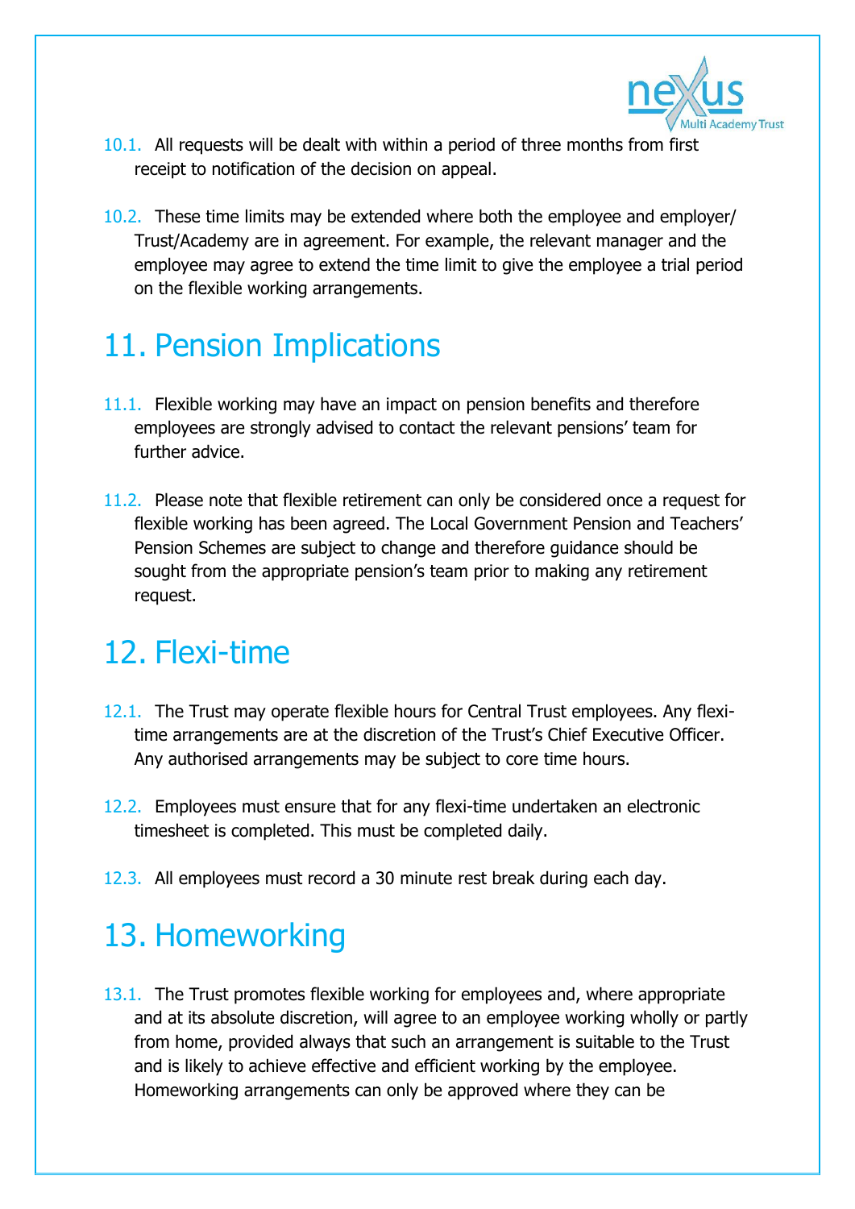10.1. All requests will be dealt with within a period of three months from first receipt to notification of the decision on appeal.

10.2. These time limits may be extended where both the employee and employer/ Trust/Academy are in agreement. For example, the relevant manager and the employee may agree to extend the time limit to give the employee a trial period on the flexible working arrangements.

# 11. Pension Implications

11.1. Flexible working may have an impact on pension benefits and therefore employees are strongly advised to contact the relevant pensions' team for further advice.

11.2. Please note that flexible retirement can only be considered once a request for flexible working has been agreed. The Local Government Pension and Teachers' Pension Schemes are subject to change and therefore guidance should be sought from the appropriate pension's team prior to making any retirement request.

# 12. Flexi-time

12.1. The Trust may operate flexible hours for Central Trust employees. Any flexi-time arrangements are at the discretion of the Trust's Chief Executive Officer. Any authorised arrangements may be subject to core time hours.

12.2. Employees must ensure that for any flexi-time undertaken an electronic timesheet is completed. This must be completed daily.

12.3. All employees must record a 30 minute rest break during each day.

# 13. Homeworking

13.1. The Trust promotes flexible working for employees and, where appropriate and at its absolute discretion, will agree to an employee working wholly or partly from home, provided always that such an arrangement is suitable to the Trust and is likely to achieve effective and efficient working by the employee. Homeworking arrangements can only be approved where they can be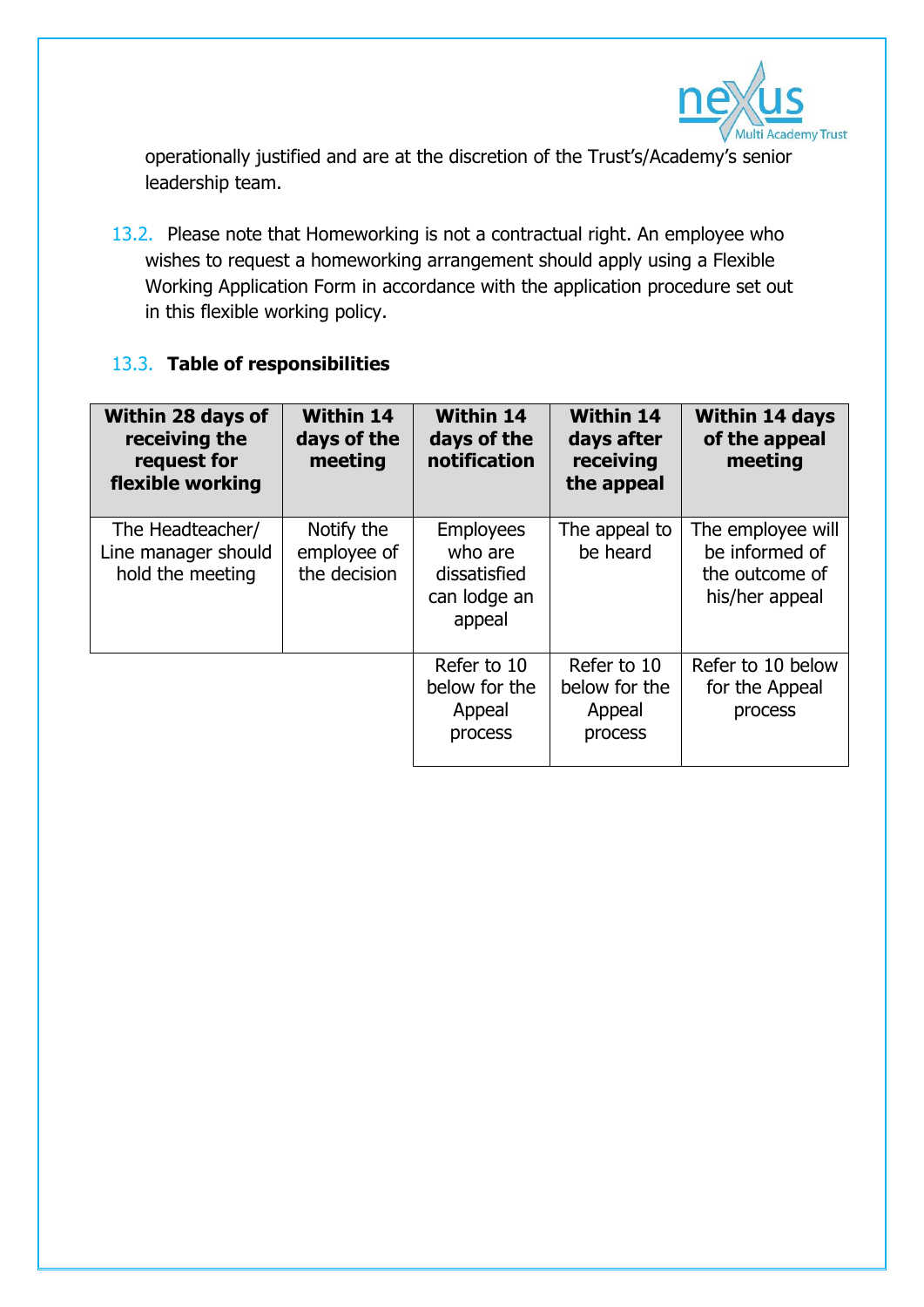operationally justified and are at the discretion of the Trust's/Academy's senior leadership team.

13.2. Please note that Homeworking is not a contractual right. An employee who wishes to request a homeworking arrangement should apply using a Flexible Working Application Form in accordance with the application procedure set out in this flexible working policy.

13.3. **Table of responsibilities**

| **Within 28 days of receiving the request for flexible working** | **Within 14 days of the meeting** | **Within 14 days of the notification** | **Within 14 days after receiving the appeal** | **Within 14 days of the appeal meeting** |
|---|---|---|---|---|
| The Headteacher/ Line manager should hold the meeting | Notify the employee of the decision | Employees who are dissatisfied can lodge an appeal | The appeal to be heard | The employee will be informed of the outcome of his/her appeal |
| | | Refer to 10 below for the Appeal process | Refer to 10 below for the Appeal process | Refer to 10 below for the Appeal process |